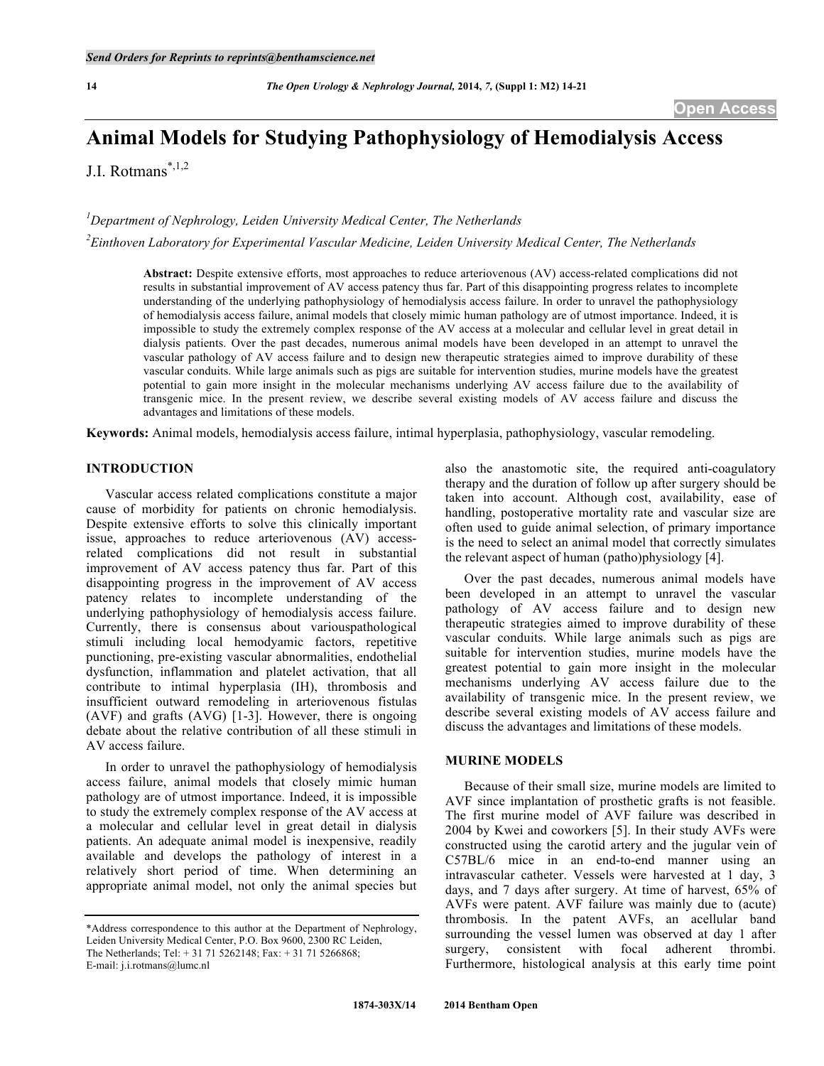# Animal Models for Studying Pathophysiology of Hemodialysis Access

J.I. Rotmans[*,1,2]

[1]Department of Nephrology, Leiden University Medical Center, The Netherlands

[2]Einthoven Laboratory for Experimental Vascular Medicine, Leiden University Medical Center, The Netherlands

**Abstract:** Despite extensive efforts, most approaches to reduce arteriovenous (AV) access-related complications did not results in substantial improvement of AV access patency thus far. Part of this disappointing progress relates to incomplete understanding of the underlying pathophysiology of hemodialysis access failure. In order to unravel the pathophysiology of hemodialysis access failure, animal models that closely mimic human pathology are of utmost importance. Indeed, it is impossible to study the extremely complex response of the AV access at a molecular and cellular level in great detail in dialysis patients. Over the past decades, numerous animal models have been developed in an attempt to unravel the vascular pathology of AV access failure and to design new therapeutic strategies aimed to improve durability of these vascular conduits. While large animals such as pigs are suitable for intervention studies, murine models have the greatest potential to gain more insight in the molecular mechanisms underlying AV access failure due to the availability of transgenic mice. In the present review, we describe several existing models of AV access failure and discuss the advantages and limitations of these models.

**Keywords:** Animal models, hemodialysis access failure, intimal hyperplasia, pathophysiology, vascular remodeling.

## INTRODUCTION

Vascular access related complications constitute a major cause of morbidity for patients on chronic hemodialysis. Despite extensive efforts to solve this clinically important issue, approaches to reduce arteriovenous (AV) access-related complications did not result in substantial improvement of AV access patency thus far. Part of this disappointing progress in the improvement of AV access patency relates to incomplete understanding of the underlying pathophysiology of hemodialysis access failure. Currently, there is consensus about variouspathological stimuli including local hemodyamic factors, repetitive punctioning, pre-existing vascular abnormalities, endothelial dysfunction, inflammation and platelet activation, that all contribute to intimal hyperplasia (IH), thrombosis and insufficient outward remodeling in arteriovenous fistulas (AVF) and grafts (AVG) [1-3]. However, there is ongoing debate about the relative contribution of all these stimuli in AV access failure.

In order to unravel the pathophysiology of hemodialysis access failure, animal models that closely mimic human pathology are of utmost importance. Indeed, it is impossible to study the extremely complex response of the AV access at a molecular and cellular level in great detail in dialysis patients. An adequate animal model is inexpensive, readily available and develops the pathology of interest in a relatively short period of time. When determining an appropriate animal model, not only the animal species but also the anastomotic site, the required anti-coagulatory therapy and the duration of follow up after surgery should be taken into account. Although cost, availability, ease of handling, postoperative mortality rate and vascular size are often used to guide animal selection, of primary importance is the need to select an animal model that correctly simulates the relevant aspect of human (patho)physiology [4].

Over the past decades, numerous animal models have been developed in an attempt to unravel the vascular pathology of AV access failure and to design new therapeutic strategies aimed to improve durability of these vascular conduits. While large animals such as pigs are suitable for intervention studies, murine models have the greatest potential to gain more insight in the molecular mechanisms underlying AV access failure due to the availability of transgenic mice. In the present review, we describe several existing models of AV access failure and discuss the advantages and limitations of these models.

## MURINE MODELS

Because of their small size, murine models are limited to AVF since implantation of prosthetic grafts is not feasible. The first murine model of AVF failure was described in 2004 by Kwei and coworkers [5]. In their study AVFs were constructed using the carotid artery and the jugular vein of C57BL/6 mice in an end-to-end manner using an intravascular catheter. Vessels were harvested at 1 day, 3 days, and 7 days after surgery. At time of harvest, 65% of AVFs were patent. AVF failure was mainly due to (acute) thrombosis. In the patent AVFs, an acellular band surrounding the vessel lumen was observed at day 1 after surgery, consistent with focal adherent thrombi. Furthermore, histological analysis at this early time point

*Address correspondence to this author at the Department of Nephrology, Leiden University Medical Center, P.O. Box 9600, 2300 RC Leiden, The Netherlands; Tel: + 31 71 5262148; Fax: + 31 71 5266868; E-mail: j.i.rotmans@lumc.nl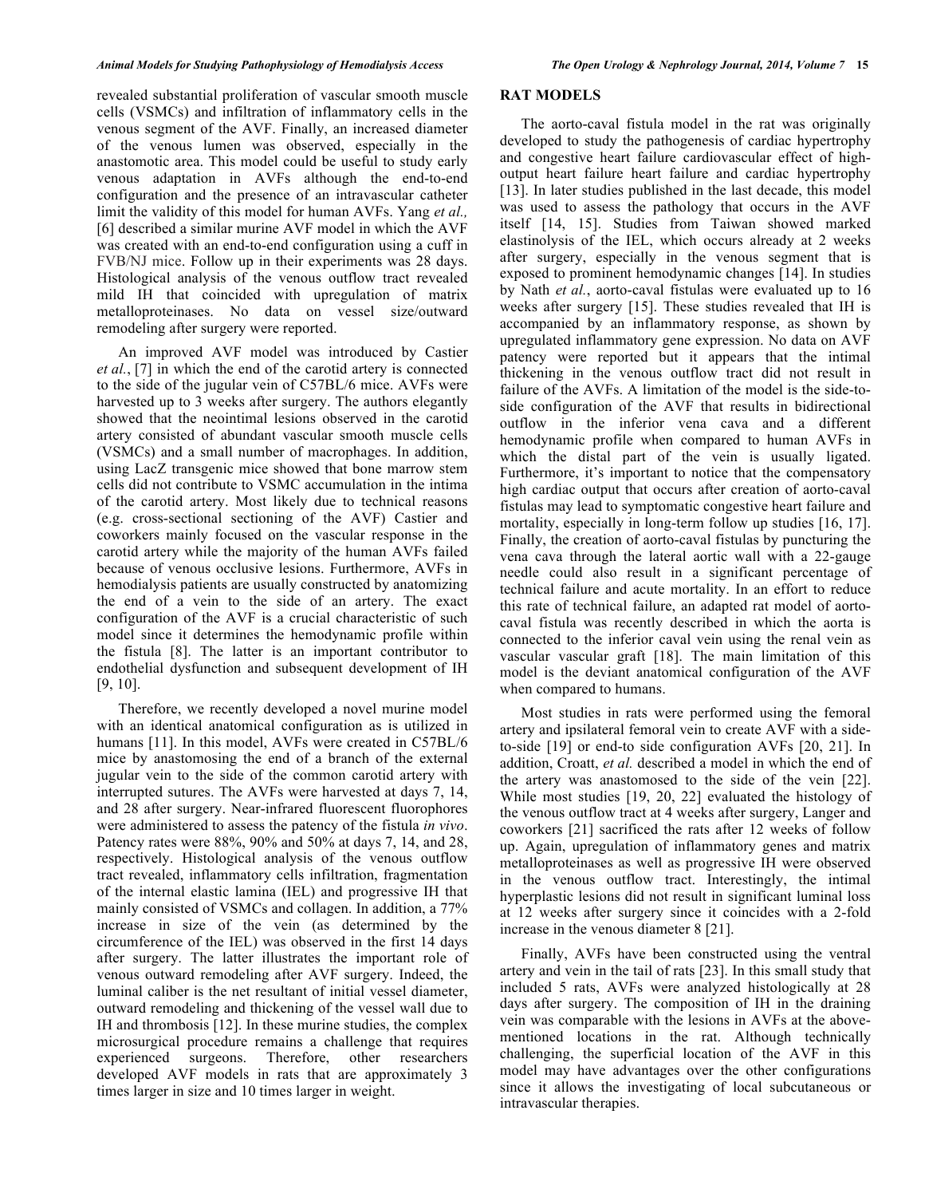revealed substantial proliferation of vascular smooth muscle cells (VSMCs) and infiltration of inflammatory cells in the venous segment of the AVF. Finally, an increased diameter of the venous lumen was observed, especially in the anastomotic area. This model could be useful to study early venous adaptation in AVFs although the end-to-end configuration and the presence of an intravascular catheter limit the validity of this model for human AVFs. Yang *et al.,* [6] described a similar murine AVF model in which the AVF was created with an end-to-end configuration using a cuff in FVB/NJ mice. Follow up in their experiments was 28 days. Histological analysis of the venous outflow tract revealed mild IH that coincided with upregulation of matrix metalloproteinases. No data on vessel size/outward remodeling after surgery were reported.

An improved AVF model was introduced by Castier *et al.*, [7] in which the end of the carotid artery is connected to the side of the jugular vein of C57BL/6 mice. AVFs were harvested up to 3 weeks after surgery. The authors elegantly showed that the neointimal lesions observed in the carotid artery consisted of abundant vascular smooth muscle cells (VSMCs) and a small number of macrophages. In addition, using LacZ transgenic mice showed that bone marrow stem cells did not contribute to VSMC accumulation in the intima of the carotid artery. Most likely due to technical reasons (e.g. cross-sectional sectioning of the AVF) Castier and coworkers mainly focused on the vascular response in the carotid artery while the majority of the human AVFs failed because of venous occlusive lesions. Furthermore, AVFs in hemodialysis patients are usually constructed by anatomizing the end of a vein to the side of an artery. The exact configuration of the AVF is a crucial characteristic of such model since it determines the hemodynamic profile within the fistula [8]. The latter is an important contributor to endothelial dysfunction and subsequent development of IH [9, 10].

Therefore, we recently developed a novel murine model with an identical anatomical configuration as is utilized in humans [11]. In this model, AVFs were created in C57BL/6 mice by anastomosing the end of a branch of the external jugular vein to the side of the common carotid artery with interrupted sutures. The AVFs were harvested at days 7, 14, and 28 after surgery. Near-infrared fluorescent fluorophores were administered to assess the patency of the fistula *in vivo*. Patency rates were 88%, 90% and 50% at days 7, 14, and 28, respectively. Histological analysis of the venous outflow tract revealed, inflammatory cells infiltration, fragmentation of the internal elastic lamina (IEL) and progressive IH that mainly consisted of VSMCs and collagen. In addition, a 77% increase in size of the vein (as determined by the circumference of the IEL) was observed in the first 14 days after surgery. The latter illustrates the important role of venous outward remodeling after AVF surgery. Indeed, the luminal caliber is the net resultant of initial vessel diameter, outward remodeling and thickening of the vessel wall due to IH and thrombosis [12]. In these murine studies, the complex microsurgical procedure remains a challenge that requires experienced surgeons. Therefore, other researchers developed AVF models in rats that are approximately 3 times larger in size and 10 times larger in weight.

## RAT MODELS

The aorto-caval fistula model in the rat was originally developed to study the pathogenesis of cardiac hypertrophy and congestive heart failure cardiovascular effect of high-output heart failure heart failure and cardiac hypertrophy [13]. In later studies published in the last decade, this model was used to assess the pathology that occurs in the AVF itself [14, 15]. Studies from Taiwan showed marked elastinolysis of the IEL, which occurs already at 2 weeks after surgery, especially in the venous segment that is exposed to prominent hemodynamic changes [14]. In studies by Nath *et al.*, aorto-caval fistulas were evaluated up to 16 weeks after surgery [15]. These studies revealed that IH is accompanied by an inflammatory response, as shown by upregulated inflammatory gene expression. No data on AVF patency were reported but it appears that the intimal thickening in the venous outflow tract did not result in failure of the AVFs. A limitation of the model is the side-to-side configuration of the AVF that results in bidirectional outflow in the inferior vena cava and a different hemodynamic profile when compared to human AVFs in which the distal part of the vein is usually ligated. Furthermore, it's important to notice that the compensatory high cardiac output that occurs after creation of aorto-caval fistulas may lead to symptomatic congestive heart failure and mortality, especially in long-term follow up studies [16, 17]. Finally, the creation of aorto-caval fistulas by puncturing the vena cava through the lateral aortic wall with a 22-gauge needle could also result in a significant percentage of technical failure and acute mortality. In an effort to reduce this rate of technical failure, an adapted rat model of aorto-caval fistula was recently described in which the aorta is connected to the inferior caval vein using the renal vein as vascular vascular graft [18]. The main limitation of this model is the deviant anatomical configuration of the AVF when compared to humans.

Most studies in rats were performed using the femoral artery and ipsilateral femoral vein to create AVF with a side-to-side [19] or end-to side configuration AVFs [20, 21]. In addition, Croatt, *et al.* described a model in which the end of the artery was anastomosed to the side of the vein [22]. While most studies [19, 20, 22] evaluated the histology of the venous outflow tract at 4 weeks after surgery, Langer and coworkers [21] sacrificed the rats after 12 weeks of follow up. Again, upregulation of inflammatory genes and matrix metalloproteinases as well as progressive IH were observed in the venous outflow tract. Interestingly, the intimal hyperplastic lesions did not result in significant luminal loss at 12 weeks after surgery since it coincides with a 2-fold increase in the venous diameter 8 [21].

Finally, AVFs have been constructed using the ventral artery and vein in the tail of rats [23]. In this small study that included 5 rats, AVFs were analyzed histologically at 28 days after surgery. The composition of IH in the draining vein was comparable with the lesions in AVFs at the above-mentioned locations in the rat. Although technically challenging, the superficial location of the AVF in this model may have advantages over the other configurations since it allows the investigating of local subcutaneous or intravascular therapies.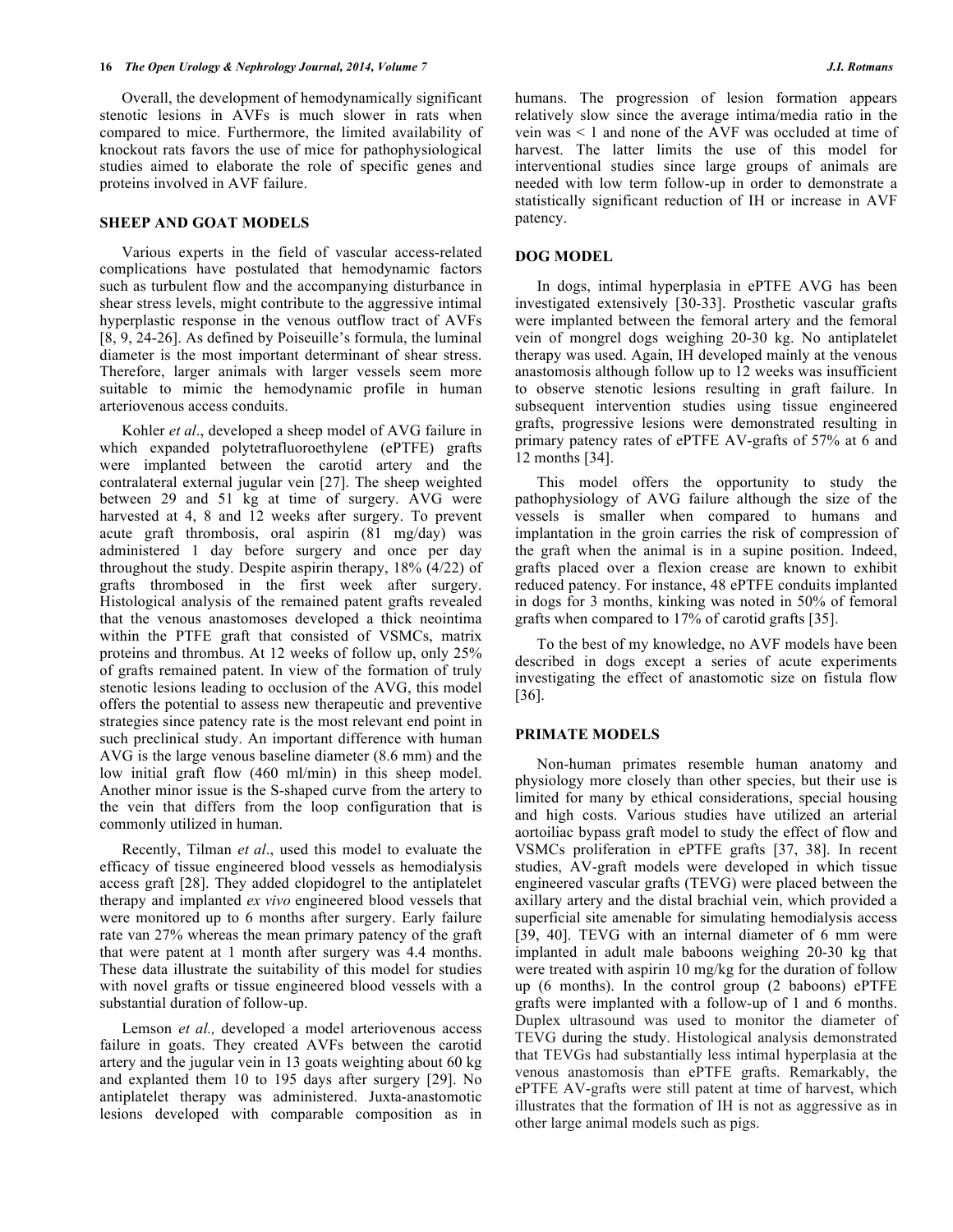Overall, the development of hemodynamically significant stenotic lesions in AVFs is much slower in rats when compared to mice. Furthermore, the limited availability of knockout rats favors the use of mice for pathophysiological studies aimed to elaborate the role of specific genes and proteins involved in AVF failure.

## SHEEP AND GOAT MODELS

Various experts in the field of vascular access-related complications have postulated that hemodynamic factors such as turbulent flow and the accompanying disturbance in shear stress levels, might contribute to the aggressive intimal hyperplastic response in the venous outflow tract of AVFs [8, 9, 24-26]. As defined by Poiseuille's formula, the luminal diameter is the most important determinant of shear stress. Therefore, larger animals with larger vessels seem more suitable to mimic the hemodynamic profile in human arteriovenous access conduits.

Kohler *et al*., developed a sheep model of AVG failure in which expanded polytetrafluoroethylene (ePTFE) grafts were implanted between the carotid artery and the contralateral external jugular vein [27]. The sheep weighted between 29 and 51 kg at time of surgery. AVG were harvested at 4, 8 and 12 weeks after surgery. To prevent acute graft thrombosis, oral aspirin (81 mg/day) was administered 1 day before surgery and once per day throughout the study. Despite aspirin therapy, 18% (4/22) of grafts thrombosed in the first week after surgery. Histological analysis of the remained patent grafts revealed that the venous anastomoses developed a thick neointima within the PTFE graft that consisted of VSMCs, matrix proteins and thrombus. At 12 weeks of follow up, only 25% of grafts remained patent. In view of the formation of truly stenotic lesions leading to occlusion of the AVG, this model offers the potential to assess new therapeutic and preventive strategies since patency rate is the most relevant end point in such preclinical study. An important difference with human AVG is the large venous baseline diameter (8.6 mm) and the low initial graft flow (460 ml/min) in this sheep model. Another minor issue is the S-shaped curve from the artery to the vein that differs from the loop configuration that is commonly utilized in human.

Recently, Tilman *et al*., used this model to evaluate the efficacy of tissue engineered blood vessels as hemodialysis access graft [28]. They added clopidogrel to the antiplatelet therapy and implanted *ex vivo* engineered blood vessels that were monitored up to 6 months after surgery. Early failure rate van 27% whereas the mean primary patency of the graft that were patent at 1 month after surgery was 4.4 months. These data illustrate the suitability of this model for studies with novel grafts or tissue engineered blood vessels with a substantial duration of follow-up.

Lemson *et al.,* developed a model arteriovenous access failure in goats. They created AVFs between the carotid artery and the jugular vein in 13 goats weighting about 60 kg and explanted them 10 to 195 days after surgery [29]. No antiplatelet therapy was administered. Juxta-anastomotic lesions developed with comparable composition as in humans. The progression of lesion formation appears relatively slow since the average intima/media ratio in the vein was < 1 and none of the AVF was occluded at time of harvest. The latter limits the use of this model for interventional studies since large groups of animals are needed with low term follow-up in order to demonstrate a statistically significant reduction of IH or increase in AVF patency.

## DOG MODEL

In dogs, intimal hyperplasia in ePTFE AVG has been investigated extensively [30-33]. Prosthetic vascular grafts were implanted between the femoral artery and the femoral vein of mongrel dogs weighing 20-30 kg. No antiplatelet therapy was used. Again, IH developed mainly at the venous anastomosis although follow up to 12 weeks was insufficient to observe stenotic lesions resulting in graft failure. In subsequent intervention studies using tissue engineered grafts, progressive lesions were demonstrated resulting in primary patency rates of ePTFE AV-grafts of 57% at 6 and 12 months [34].

This model offers the opportunity to study the pathophysiology of AVG failure although the size of the vessels is smaller when compared to humans and implantation in the groin carries the risk of compression of the graft when the animal is in a supine position. Indeed, grafts placed over a flexion crease are known to exhibit reduced patency. For instance, 48 ePTFE conduits implanted in dogs for 3 months, kinking was noted in 50% of femoral grafts when compared to 17% of carotid grafts [35].

To the best of my knowledge, no AVF models have been described in dogs except a series of acute experiments investigating the effect of anastomotic size on fistula flow [36].

## PRIMATE MODELS

Non-human primates resemble human anatomy and physiology more closely than other species, but their use is limited for many by ethical considerations, special housing and high costs. Various studies have utilized an arterial aortoiliac bypass graft model to study the effect of flow and VSMCs proliferation in ePTFE grafts [37, 38]. In recent studies, AV-graft models were developed in which tissue engineered vascular grafts (TEVG) were placed between the axillary artery and the distal brachial vein, which provided a superficial site amenable for simulating hemodialysis access [39, 40]. TEVG with an internal diameter of 6 mm were implanted in adult male baboons weighing 20-30 kg that were treated with aspirin 10 mg/kg for the duration of follow up (6 months). In the control group (2 baboons) ePTFE grafts were implanted with a follow-up of 1 and 6 months. Duplex ultrasound was used to monitor the diameter of TEVG during the study. Histological analysis demonstrated that TEVGs had substantially less intimal hyperplasia at the venous anastomosis than ePTFE grafts. Remarkably, the ePTFE AV-grafts were still patent at time of harvest, which illustrates that the formation of IH is not as aggressive as in other large animal models such as pigs.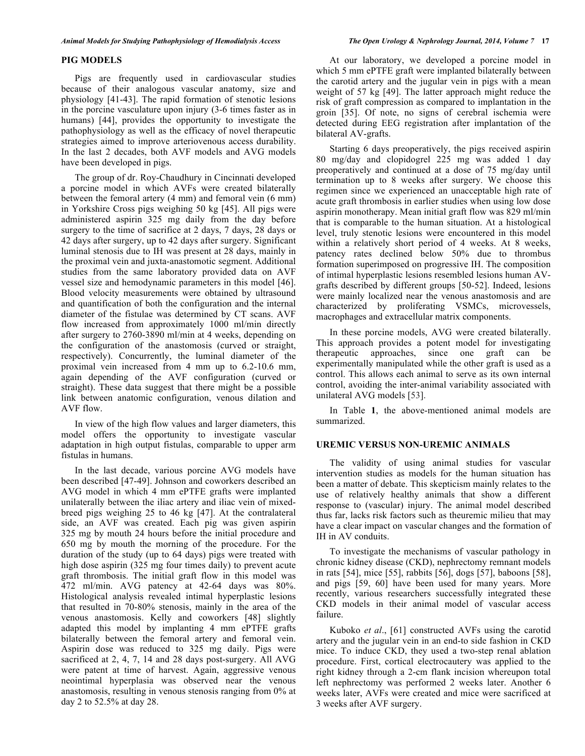## PIG MODELS

Pigs are frequently used in cardiovascular studies because of their analogous vascular anatomy, size and physiology [41-43]. The rapid formation of stenotic lesions in the porcine vasculature upon injury (3-6 times faster as in humans) [44], provides the opportunity to investigate the pathophysiology as well as the efficacy of novel therapeutic strategies aimed to improve arteriovenous access durability. In the last 2 decades, both AVF models and AVG models have been developed in pigs.

The group of dr. Roy-Chaudhury in Cincinnati developed a porcine model in which AVFs were created bilaterally between the femoral artery (4 mm) and femoral vein (6 mm) in Yorkshire Cross pigs weighing 50 kg [45]. All pigs were administered aspirin 325 mg daily from the day before surgery to the time of sacrifice at 2 days, 7 days, 28 days or 42 days after surgery, up to 42 days after surgery. Significant luminal stenosis due to IH was present at 28 days, mainly in the proximal vein and juxta-anastomotic segment. Additional studies from the same laboratory provided data on AVF vessel size and hemodynamic parameters in this model [46]. Blood velocity measurements were obtained by ultrasound and quantification of both the configuration and the internal diameter of the fistulae was determined by CT scans. AVF flow increased from approximately 1000 ml/min directly after surgery to 2760-3890 ml/min at 4 weeks, depending on the configuration of the anastomosis (curved or straight, respectively). Concurrently, the luminal diameter of the proximal vein increased from 4 mm up to 6.2-10.6 mm, again depending of the AVF configuration (curved or straight). These data suggest that there might be a possible link between anatomic configuration, venous dilation and AVF flow.

In view of the high flow values and larger diameters, this model offers the opportunity to investigate vascular adaptation in high output fistulas, comparable to upper arm fistulas in humans.

In the last decade, various porcine AVG models have been described [47-49]. Johnson and coworkers described an AVG model in which 4 mm ePTFE grafts were implanted unilaterally between the iliac artery and iliac vein of mixed-breed pigs weighing 25 to 46 kg [47]. At the contralateral side, an AVF was created. Each pig was given aspirin 325 mg by mouth 24 hours before the initial procedure and 650 mg by mouth the morning of the procedure. For the duration of the study (up to 64 days) pigs were treated with high dose aspirin (325 mg four times daily) to prevent acute graft thrombosis. The initial graft flow in this model was 472 ml/min. AVG patency at 42-64 days was 80%. Histological analysis revealed intimal hyperplastic lesions that resulted in 70-80% stenosis, mainly in the area of the venous anastomosis. Kelly and coworkers [48] slightly adapted this model by implanting 4 mm ePTFE grafts bilaterally between the femoral artery and femoral vein. Aspirin dose was reduced to 325 mg daily. Pigs were sacrificed at 2, 4, 7, 14 and 28 days post-surgery. All AVG were patent at time of harvest. Again, aggressive venous neointimal hyperplasia was observed near the venous anastomosis, resulting in venous stenosis ranging from 0% at day 2 to 52.5% at day 28.

At our laboratory, we developed a porcine model in which 5 mm ePTFE graft were implanted bilaterally between the carotid artery and the jugular vein in pigs with a mean weight of 57 kg [49]. The latter approach might reduce the risk of graft compression as compared to implantation in the groin [35]. Of note, no signs of cerebral ischemia were detected during EEG registration after implantation of the bilateral AV-grafts.

Starting 6 days preoperatively, the pigs received aspirin 80 mg/day and clopidogrel 225 mg was added 1 day preoperatively and continued at a dose of 75 mg/day until termination up to 8 weeks after surgery. We choose this regimen since we experienced an unacceptable high rate of acute graft thrombosis in earlier studies when using low dose aspirin monotherapy. Mean initial graft flow was 829 ml/min that is comparable to the human situation. At a histological level, truly stenotic lesions were encountered in this model within a relatively short period of 4 weeks. At 8 weeks, patency rates declined below 50% due to thrombus formation superimposed on progressive IH. The composition of intimal hyperplastic lesions resembled lesions human AV-grafts described by different groups [50-52]. Indeed, lesions were mainly localized near the venous anastomosis and are characterized by proliferating VSMCs, microvessels, macrophages and extracellular matrix components.

In these porcine models, AVG were created bilaterally. This approach provides a potent model for investigating therapeutic approaches, since one graft can be experimentally manipulated while the other graft is used as a control. This allows each animal to serve as its own internal control, avoiding the inter-animal variability associated with unilateral AVG models [53].

In Table **1**, the above-mentioned animal models are summarized.

## UREMIC VERSUS NON-UREMIC ANIMALS

The validity of using animal studies for vascular intervention studies as models for the human situation has been a matter of debate. This skepticism mainly relates to the use of relatively healthy animals that show a different response to (vascular) injury. The animal model described thus far, lacks risk factors such as theuremic milieu that may have a clear impact on vascular changes and the formation of IH in AV conduits.

To investigate the mechanisms of vascular pathology in chronic kidney disease (CKD), nephrectomy remnant models in rats [54], mice [55], rabbits [56], dogs [57], baboons [58], and pigs [59, 60] have been used for many years. More recently, various researchers successfully integrated these CKD models in their animal model of vascular access failure.

Kuboko *et al*., [61] constructed AVFs using the carotid artery and the jugular vein in an end-to side fashion in CKD mice. To induce CKD, they used a two-step renal ablation procedure. First, cortical electrocautery was applied to the right kidney through a 2-cm flank incision whereupon total left nephrectomy was performed 2 weeks later. Another 6 weeks later, AVFs were created and mice were sacrificed at 3 weeks after AVF surgery.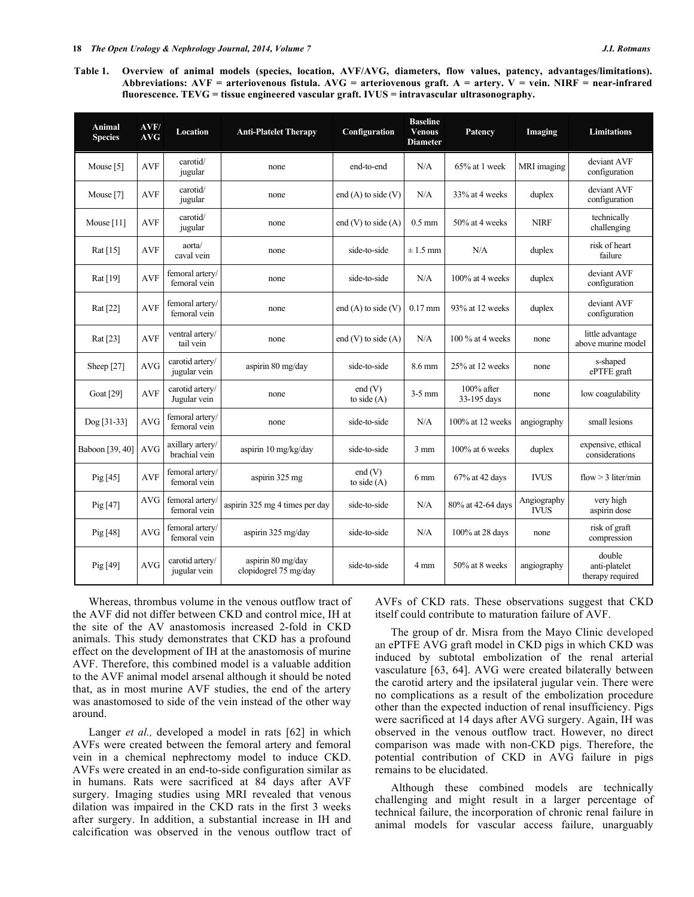**Table 1. Overview of animal models (species, location, AVF/AVG, diameters, flow values, patency, advantages/limitations). Abbreviations: AVF = arteriovenous fistula. AVG = arteriovenous graft. A = artery. V = vein. NIRF = near-infrared fluorescence. TEVG = tissue engineered vascular graft. IVUS = intravascular ultrasonography.**

| Animal Species | AVF/ AVG | Location | Anti-Platelet Therapy | Configuration | Baseline Venous Diameter | Patency | Imaging | Limitations |
|---|---|---|---|---|---|---|---|---|
| Mouse [5] | AVF | carotid/ jugular | none | end-to-end | N/A | 65% at 1 week | MRI imaging | deviant AVF configuration |
| Mouse [7] | AVF | carotid/ jugular | none | end (A) to side (V) | N/A | 33% at 4 weeks | duplex | deviant AVF configuration |
| Mouse [11] | AVF | carotid/ jugular | none | end (V) to side (A) | 0.5 mm | 50% at 4 weeks | NIRF | technically challenging |
| Rat [15] | AVF | aorta/ caval vein | none | side-to-side | ± 1.5 mm | N/A | duplex | risk of heart failure |
| Rat [19] | AVF | femoral artery/ femoral vein | none | side-to-side | N/A | 100% at 4 weeks | duplex | deviant AVF configuration |
| Rat [22] | AVF | femoral artery/ femoral vein | none | end (A) to side (V) | 0.17 mm | 93% at 12 weeks | duplex | deviant AVF configuration |
| Rat [23] | AVF | ventral artery/ tail vein | none | end (V) to side (A) | N/A | 100 % at 4 weeks | none | little advantage above murine model |
| Sheep [27] | AVG | carotid artery/ jugular vein | aspirin 80 mg/day | side-to-side | 8.6 mm | 25% at 12 weeks | none | s-shaped ePTFE graft |
| Goat [29] | AVF | carotid artery/ Jugular vein | none | end (V) to side (A) | 3-5 mm | 100% after 33-195 days | none | low coagulability |
| Dog [31-33] | AVG | femoral artery/ femoral vein | none | side-to-side | N/A | 100% at 12 weeks | angiography | small lesions |
| Baboon [39, 40] | AVG | axillary artery/ brachial vein | aspirin 10 mg/kg/day | side-to-side | 3 mm | 100% at 6 weeks | duplex | expensive, ethical considerations |
| Pig [45] | AVF | femoral artery/ femoral vein | aspirin 325 mg | end (V) to side (A) | 6 mm | 67% at 42 days | IVUS | flow > 3 liter/min |
| Pig [47] | AVG | femoral artery/ femoral vein | aspirin 325 mg 4 times per day | side-to-side | N/A | 80% at 42-64 days | Angiography IVUS | very high aspirin dose |
| Pig [48] | AVG | femoral artery/ femoral vein | aspirin 325 mg/day | side-to-side | N/A | 100% at 28 days | none | risk of graft compression |
| Pig [49] | AVG | carotid artery/ jugular vein | aspirin 80 mg/day clopidogrel 75 mg/day | side-to-side | 4 mm | 50% at 8 weeks | angiography | double anti-platelet therapy required |

Whereas, thrombus volume in the venous outflow tract of the AVF did not differ between CKD and control mice, IH at the site of the AV anastomosis increased 2-fold in CKD animals. This study demonstrates that CKD has a profound effect on the development of IH at the anastomosis of murine AVF. Therefore, this combined model is a valuable addition to the AVF animal model arsenal although it should be noted that, as in most murine AVF studies, the end of the artery was anastomosed to side of the vein instead of the other way around.

Langer *et al.,* developed a model in rats [62] in which AVFs were created between the femoral artery and femoral vein in a chemical nephrectomy model to induce CKD. AVFs were created in an end-to-side configuration similar as in humans. Rats were sacrificed at 84 days after AVF surgery. Imaging studies using MRI revealed that venous dilation was impaired in the CKD rats in the first 3 weeks after surgery. In addition, a substantial increase in IH and calcification was observed in the venous outflow tract of AVFs of CKD rats. These observations suggest that CKD itself could contribute to maturation failure of AVF.

The group of dr. Misra from the Mayo Clinic developed an ePTFE AVG graft model in CKD pigs in which CKD was induced by subtotal embolization of the renal arterial vasculature [63, 64]. AVG were created bilaterally between the carotid artery and the ipsilateral jugular vein. There were no complications as a result of the embolization procedure other than the expected induction of renal insufficiency. Pigs were sacrificed at 14 days after AVG surgery. Again, IH was observed in the venous outflow tract. However, no direct comparison was made with non-CKD pigs. Therefore, the potential contribution of CKD in AVG failure in pigs remains to be elucidated.

Although these combined models are technically challenging and might result in a larger percentage of technical failure, the incorporation of chronic renal failure in animal models for vascular access failure, unarguably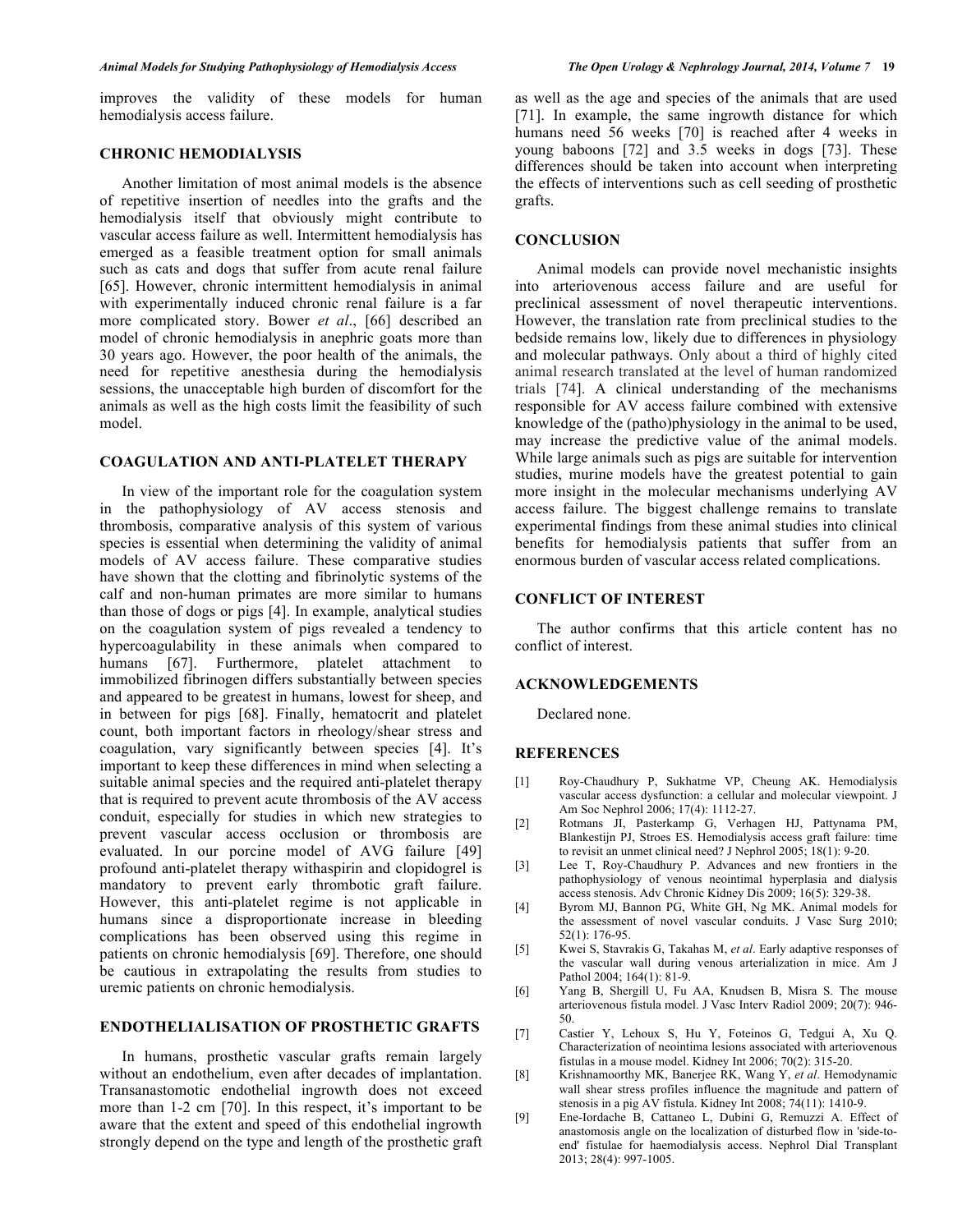improves the validity of these models for human hemodialysis access failure.

## CHRONIC HEMODIALYSIS

Another limitation of most animal models is the absence of repetitive insertion of needles into the grafts and the hemodialysis itself that obviously might contribute to vascular access failure as well. Intermittent hemodialysis has emerged as a feasible treatment option for small animals such as cats and dogs that suffer from acute renal failure [65]. However, chronic intermittent hemodialysis in animal with experimentally induced chronic renal failure is a far more complicated story. Bower *et al*., [66] described an model of chronic hemodialysis in anephric goats more than 30 years ago. However, the poor health of the animals, the need for repetitive anesthesia during the hemodialysis sessions, the unacceptable high burden of discomfort for the animals as well as the high costs limit the feasibility of such model.

## COAGULATION AND ANTI-PLATELET THERAPY

In view of the important role for the coagulation system in the pathophysiology of AV access stenosis and thrombosis, comparative analysis of this system of various species is essential when determining the validity of animal models of AV access failure. These comparative studies have shown that the clotting and fibrinolytic systems of the calf and non-human primates are more similar to humans than those of dogs or pigs [4]. In example, analytical studies on the coagulation system of pigs revealed a tendency to hypercoagulability in these animals when compared to humans [67]. Furthermore, platelet attachment to immobilized fibrinogen differs substantially between species and appeared to be greatest in humans, lowest for sheep, and in between for pigs [68]. Finally, hematocrit and platelet count, both important factors in rheology/shear stress and coagulation, vary significantly between species [4]. It's important to keep these differences in mind when selecting a suitable animal species and the required anti-platelet therapy that is required to prevent acute thrombosis of the AV access conduit, especially for studies in which new strategies to prevent vascular access occlusion or thrombosis are evaluated. In our porcine model of AVG failure [49] profound anti-platelet therapy withaspirin and clopidogrel is mandatory to prevent early thrombotic graft failure. However, this anti-platelet regime is not applicable in humans since a disproportionate increase in bleeding complications has been observed using this regime in patients on chronic hemodialysis [69]. Therefore, one should be cautious in extrapolating the results from studies to uremic patients on chronic hemodialysis.

## ENDOTHELIALISATION OF PROSTHETIC GRAFTS

In humans, prosthetic vascular grafts remain largely without an endothelium, even after decades of implantation. Transanastomotic endothelial ingrowth does not exceed more than 1-2 cm [70]. In this respect, it's important to be aware that the extent and speed of this endothelial ingrowth strongly depend on the type and length of the prosthetic graft as well as the age and species of the animals that are used [71]. In example, the same ingrowth distance for which humans need 56 weeks [70] is reached after 4 weeks in young baboons [72] and 3.5 weeks in dogs [73]. These differences should be taken into account when interpreting the effects of interventions such as cell seeding of prosthetic grafts.

## CONCLUSION

Animal models can provide novel mechanistic insights into arteriovenous access failure and are useful for preclinical assessment of novel therapeutic interventions. However, the translation rate from preclinical studies to the bedside remains low, likely due to differences in physiology and molecular pathways. Only about a third of highly cited animal research translated at the level of human randomized trials [74]. A clinical understanding of the mechanisms responsible for AV access failure combined with extensive knowledge of the (patho)physiology in the animal to be used, may increase the predictive value of the animal models. While large animals such as pigs are suitable for intervention studies, murine models have the greatest potential to gain more insight in the molecular mechanisms underlying AV access failure. The biggest challenge remains to translate experimental findings from these animal studies into clinical benefits for hemodialysis patients that suffer from an enormous burden of vascular access related complications.

## CONFLICT OF INTEREST

The author confirms that this article content has no conflict of interest.

## ACKNOWLEDGEMENTS

Declared none.

## REFERENCES

[1] Roy-Chaudhury P, Sukhatme VP, Cheung AK. Hemodialysis vascular access dysfunction: a cellular and molecular viewpoint. J Am Soc Nephrol 2006; 17(4): 1112-27.

[2] Rotmans JI, Pasterkamp G, Verhagen HJ, Pattynama PM, Blankestijn PJ, Stroes ES. Hemodialysis access graft failure: time to revisit an unmet clinical need? J Nephrol 2005; 18(1): 9-20.

[3] Lee T, Roy-Chaudhury P. Advances and new frontiers in the pathophysiology of venous neointimal hyperplasia and dialysis access stenosis. Adv Chronic Kidney Dis 2009; 16(5): 329-38.

[4] Byrom MJ, Bannon PG, White GH, Ng MK. Animal models for the assessment of novel vascular conduits. J Vasc Surg 2010; 52(1): 176-95.

[5] Kwei S, Stavrakis G, Takahas M, *et al*. Early adaptive responses of the vascular wall during venous arterialization in mice. Am J Pathol 2004; 164(1): 81-9.

[6] Yang B, Shergill U, Fu AA, Knudsen B, Misra S. The mouse arteriovenous fistula model. J Vasc Interv Radiol 2009; 20(7): 946-50.

[7] Castier Y, Lehoux S, Hu Y, Foteinos G, Tedgui A, Xu Q. Characterization of neointima lesions associated with arteriovenous fistulas in a mouse model. Kidney Int 2006; 70(2): 315-20.

[8] Krishnamoorthy MK, Banerjee RK, Wang Y, *et al*. Hemodynamic wall shear stress profiles influence the magnitude and pattern of stenosis in a pig AV fistula. Kidney Int 2008; 74(11): 1410-9.

[9] Ene-Iordache B, Cattaneo L, Dubini G, Remuzzi A. Effect of anastomosis angle on the localization of disturbed flow in 'side-to-end' fistulae for haemodialysis access. Nephrol Dial Transplant 2013; 28(4): 997-1005.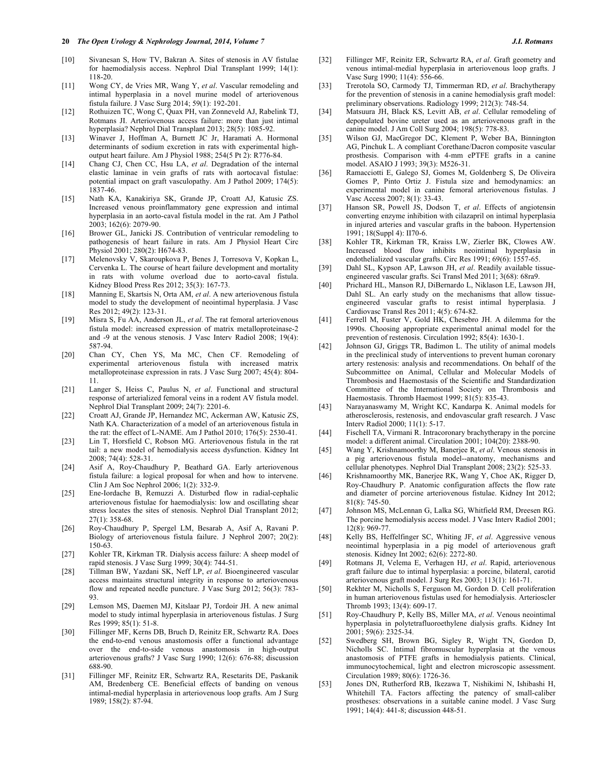[10] Sivanesan S, How TV, Bakran A. Sites of stenosis in AV fistulae for haemodialysis access. Nephrol Dial Transplant 1999; 14(1): 118-20.

[11] Wong CY, de Vries MR, Wang Y, *et al*. Vascular remodeling and intimal hyperplasia in a novel murine model of arteriovenous fistula failure. J Vasc Surg 2014; 59(1): 192-201.

[12] Rothuizen TC, Wong C, Quax PH, van Zonneveld AJ, Rabelink TJ, Rotmans JI. Arteriovenous access failure: more than just intimal hyperplasia? Nephrol Dial Transplant 2013; 28(5): 1085-92.

[13] Winaver J, Hoffman A, Burnett JC Jr, Haramati A. Hormonal determinants of sodium excretion in rats with experimental high-output heart failure. Am J Physiol 1988; 254(5 Pt 2): R776-84.

[14] Chang CJ, Chen CC, Hsu LA, *et al*. Degradation of the internal elastic laminae in vein grafts of rats with aortocaval fistulae: potential impact on graft vasculopathy. Am J Pathol 2009; 174(5): 1837-46.

[15] Nath KA, Kanakiriya SK, Grande JP, Croatt AJ, Katusic ZS. Increased venous proinflammatory gene expression and intimal hyperplasia in an aorto-caval fistula model in the rat. Am J Pathol 2003; 162(6): 2079-90.

[16] Brower GL, Janicki JS. Contribution of ventricular remodeling to pathogenesis of heart failure in rats. Am J Physiol Heart Circ Physiol 2001; 280(2): H674-83.

[17] Melenovsky V, Skaroupkova P, Benes J, Torresova V, Kopkan L, Cervenka L. The course of heart failure development and mortality in rats with volume overload due to aorto-caval fistula. Kidney Blood Press Res 2012; 35(3): 167-73.

[18] Manning E, Skartsis N, Orta AM, *et al*. A new arteriovenous fistula model to study the development of neointimal hyperplasia. J Vasc Res 2012; 49(2): 123-31.

[19] Misra S, Fu AA, Anderson JL, *et al*. The rat femoral arteriovenous fistula model: increased expression of matrix metalloproteinase-2 and -9 at the venous stenosis. J Vasc Interv Radiol 2008; 19(4): 587-94.

[20] Chan CY, Chen YS, Ma MC, Chen CF. Remodeling of experimental arteriovenous fistula with increased matrix metalloproteinase expression in rats. J Vasc Surg 2007; 45(4): 804-11.

[21] Langer S, Heiss C, Paulus N, *et al*. Functional and structural response of arterialized femoral veins in a rodent AV fistula model. Nephrol Dial Transplant 2009; 24(7): 2201-6.

[22] Croatt AJ, Grande JP, Hernandez MC, Ackerman AW, Katusic ZS, Nath KA. Characterization of a model of an arteriovenous fistula in the rat: the effect of L-NAME. Am J Pathol 2010; 176(5): 2530-41.

[23] Lin T, Horsfield C, Robson MG. Arteriovenous fistula in the rat tail: a new model of hemodialysis access dysfunction. Kidney Int 2008; 74(4): 528-31.

[24] Asif A, Roy-Chaudhury P, Beathard GA. Early arteriovenous fistula failure: a logical proposal for when and how to intervene. Clin J Am Soc Nephrol 2006; 1(2): 332-9.

[25] Ene-Iordache B, Remuzzi A. Disturbed flow in radial-cephalic arteriovenous fistulae for haemodialysis: low and oscillating shear stress locates the sites of stenosis. Nephrol Dial Transplant 2012; 27(1): 358-68.

[26] Roy-Chaudhury P, Spergel LM, Besarab A, Asif A, Ravani P. Biology of arteriovenous fistula failure. J Nephrol 2007; 20(2): 150-63.

[27] Kohler TR, Kirkman TR. Dialysis access failure: A sheep model of rapid stenosis. J Vasc Surg 1999; 30(4): 744-51.

[28] Tillman BW, Yazdani SK, Neff LP, *et al*. Bioengineered vascular access maintains structural integrity in response to arteriovenous flow and repeated needle puncture. J Vasc Surg 2012; 56(3): 783-93.

[29] Lemson MS, Daemen MJ, Kitslaar PJ, Tordoir JH. A new animal model to study intimal hyperplasia in arteriovenous fistulas. J Surg Res 1999; 85(1): 51-8.

[30] Fillinger MF, Kerns DB, Bruch D, Reinitz ER, Schwartz RA. Does the end-to-end venous anastomosis offer a functional advantage over the end-to-side venous anastomosis in high-output arteriovenous grafts? J Vasc Surg 1990; 12(6): 676-88; discussion 688-90.

[31] Fillinger MF, Reinitz ER, Schwartz RA, Resetarits DE, Paskanik AM, Bredenberg CE. Beneficial effects of banding on venous intimal-medial hyperplasia in arteriovenous loop grafts. Am J Surg 1989; 158(2): 87-94.

[32] Fillinger MF, Reinitz ER, Schwartz RA, *et al*. Graft geometry and venous intimal-medial hyperplasia in arteriovenous loop grafts. J Vasc Surg 1990; 11(4): 556-66.

[33] Trerotola SO, Carmody TJ, Timmerman RD, *et al*. Brachytherapy for the prevention of stenosis in a canine hemodialysis graft model: preliminary observations. Radiology 1999; 212(3): 748-54.

[34] Matsuura JH, Black KS, Levitt AB, *et al*. Cellular remodeling of depopulated bovine ureter used as an arteriovenous graft in the canine model. J Am Coll Surg 2004; 198(5): 778-83.

[35] Wilson GJ, MacGregor DC, Klement P, Weber BA, Binnington AG, Pinchuk L. A compliant Corethane/Dacron composite vascular prosthesis. Comparison with 4-mm ePTFE grafts in a canine model. ASAIO J 1993; 39(3): M526-31.

[36] Ramacciotti E, Galego SJ, Gomes M, Goldenberg S, De Oliveira Gomes P, Pinto Ortiz J. Fistula size and hemodynamics: an experimental model in canine femoral arteriovenous fistulas. J Vasc Access 2007; 8(1): 33-43.

[37] Hanson SR, Powell JS, Dodson T, *et al*. Effects of angiotensin converting enzyme inhibition with cilazapril on intimal hyperplasia in injured arteries and vascular grafts in the baboon. Hypertension 1991; 18(Suppl 4): II70-6.

[38] Kohler TR, Kirkman TR, Kraiss LW, Zierler BK, Clowes AW. Increased blood flow inhibits neointimal hyperplasia in endothelialized vascular grafts. Circ Res 1991; 69(6): 1557-65.

[39] Dahl SL, Kypson AP, Lawson JH, *et al*. Readily available tissue-engineered vascular grafts. Sci Transl Med 2011; 3(68): 68ra9.

[40] Prichard HL, Manson RJ, DiBernardo L, Niklason LE, Lawson JH, Dahl SL. An early study on the mechanisms that allow tissue-engineered vascular grafts to resist intimal hyperplasia. J Cardiovasc Transl Res 2011; 4(5): 674-82.

[41] Ferrell M, Fuster V, Gold HK, Chesebro JH. A dilemma for the 1990s. Choosing appropriate experimental animal model for the prevention of restenosis. Circulation 1992; 85(4): 1630-1.

[42] Johnson GJ, Griggs TR, Badimon L. The utility of animal models in the preclinical study of interventions to prevent human coronary artery restenosis: analysis and recommendations. On behalf of the Subcommittee on Animal, Cellular and Molecular Models of Thrombosis and Haemostasis of the Scientific and Standardization Committee of the International Society on Thrombosis and Haemostasis. Thromb Haemost 1999; 81(5): 835-43.

[43] Narayanaswamy M, Wright KC, Kandarpa K. Animal models for atherosclerosis, restenosis, and endovascular graft research. J Vasc Interv Radiol 2000; 11(1): 5-17.

[44] Fischell TA, Virmani R. Intracoronary brachytherapy in the porcine model: a different animal. Circulation 2001; 104(20): 2388-90.

[45] Wang Y, Krishnamoorthy M, Banerjee R, *et al*. Venous stenosis in a pig arteriovenous fistula model--anatomy, mechanisms and cellular phenotypes. Nephrol Dial Transplant 2008; 23(2): 525-33.

[46] Krishnamoorthy MK, Banerjee RK, Wang Y, Choe AK, Rigger D, Roy-Chaudhury P. Anatomic configuration affects the flow rate and diameter of porcine arteriovenous fistulae. Kidney Int 2012; 81(8): 745-50.

[47] Johnson MS, McLennan G, Lalka SG, Whitfield RM, Dreesen RG. The porcine hemodialysis access model. J Vasc Interv Radiol 2001; 12(8): 969-77.

[48] Kelly BS, Heffelfinger SC, Whiting JF, *et al*. Aggressive venous neointimal hyperplasia in a pig model of arteriovenous graft stenosis. Kidney Int 2002; 62(6): 2272-80.

[49] Rotmans JI, Velema E, Verhagen HJ, *et al*. Rapid, arteriovenous graft failure due to intimal hyperplasia: a porcine, bilateral, carotid arteriovenous graft model. J Surg Res 2003; 113(1): 161-71.

[50] Rekhter M, Nicholls S, Ferguson M, Gordon D. Cell proliferation in human arteriovenous fistulas used for hemodialysis. Arterioscler Thromb 1993; 13(4): 609-17.

[51] Roy-Chaudhury P, Kelly BS, Miller MA, *et al*. Venous neointimal hyperplasia in polytetrafluoroethylene dialysis grafts. Kidney Int 2001; 59(6): 2325-34.

[52] Swedberg SH, Brown BG, Sigley R, Wight TN, Gordon D, Nicholls SC. Intimal fibromuscular hyperplasia at the venous anastomosis of PTFE grafts in hemodialysis patients. Clinical, immunocytochemical, light and electron microscopic assessment. Circulation 1989; 80(6): 1726-36.

[53] Jones DN, Rutherford RB, Ikezawa T, Nishikimi N, Ishibashi H, Whitehill TA. Factors affecting the patency of small-caliber prostheses: observations in a suitable canine model. J Vasc Surg 1991; 14(4): 441-8; discussion 448-51.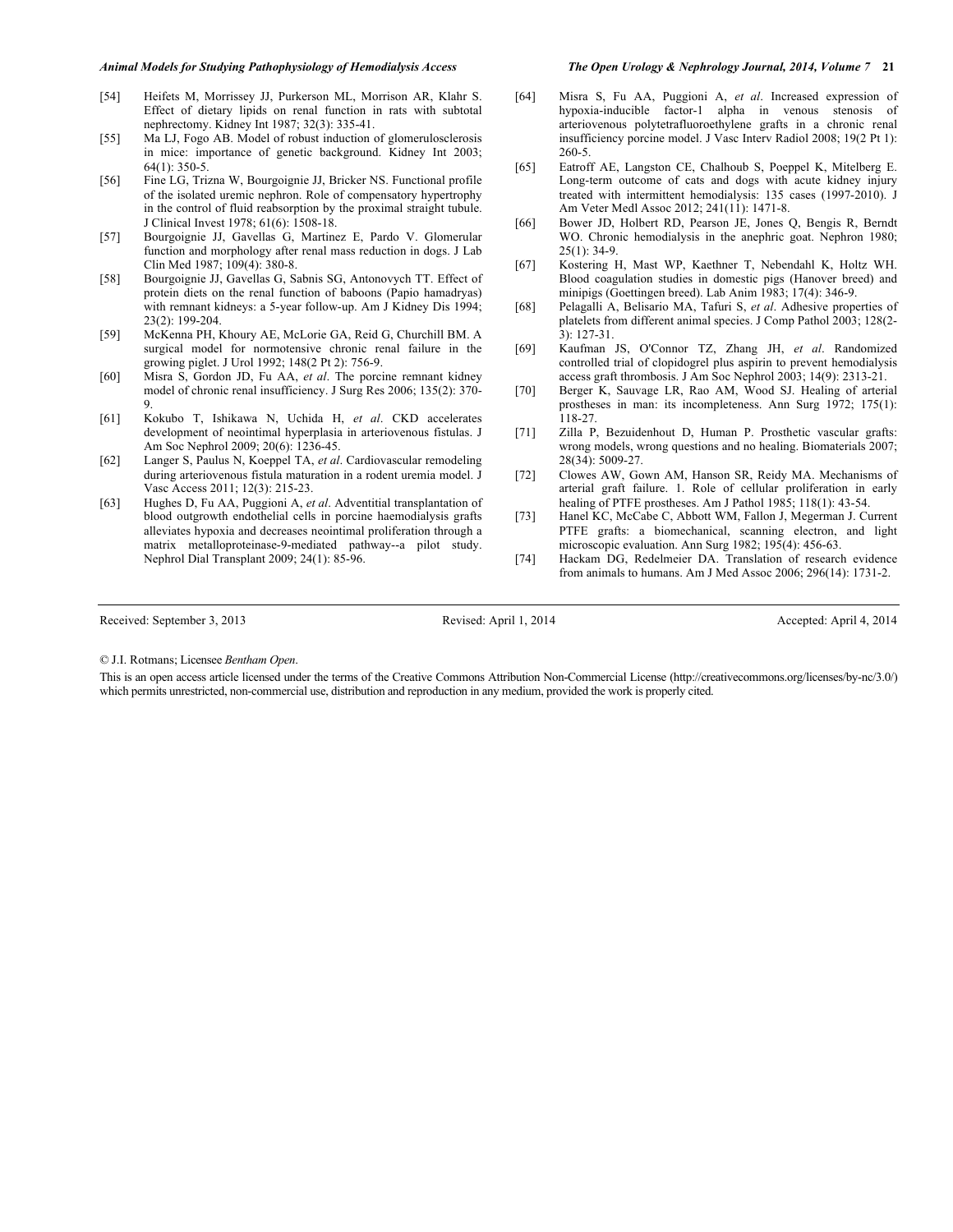[54] Heifets M, Morrissey JJ, Purkerson ML, Morrison AR, Klahr S. Effect of dietary lipids on renal function in rats with subtotal nephrectomy. Kidney Int 1987; 32(3): 335-41.

[55] Ma LJ, Fogo AB. Model of robust induction of glomerulosclerosis in mice: importance of genetic background. Kidney Int 2003; 64(1): 350-5.

[56] Fine LG, Trizna W, Bourgoignie JJ, Bricker NS. Functional profile of the isolated uremic nephron. Role of compensatory hypertrophy in the control of fluid reabsorption by the proximal straight tubule. J Clinical Invest 1978; 61(6): 1508-18.

[57] Bourgoignie JJ, Gavellas G, Martinez E, Pardo V. Glomerular function and morphology after renal mass reduction in dogs. J Lab Clin Med 1987; 109(4): 380-8.

[58] Bourgoignie JJ, Gavellas G, Sabnis SG, Antonovych TT. Effect of protein diets on the renal function of baboons (Papio hamadryas) with remnant kidneys: a 5-year follow-up. Am J Kidney Dis 1994; 23(2): 199-204.

[59] McKenna PH, Khoury AE, McLorie GA, Reid G, Churchill BM. A surgical model for normotensive chronic renal failure in the growing piglet. J Urol 1992; 148(2 Pt 2): 756-9.

[60] Misra S, Gordon JD, Fu AA, *et al*. The porcine remnant kidney model of chronic renal insufficiency. J Surg Res 2006; 135(2): 370-9.

[61] Kokubo T, Ishikawa N, Uchida H, *et al*. CKD accelerates development of neointimal hyperplasia in arteriovenous fistulas. J Am Soc Nephrol 2009; 20(6): 1236-45.

[62] Langer S, Paulus N, Koeppel TA, *et al*. Cardiovascular remodeling during arteriovenous fistula maturation in a rodent uremia model. J Vasc Access 2011; 12(3): 215-23.

[63] Hughes D, Fu AA, Puggioni A, *et al*. Adventitial transplantation of blood outgrowth endothelial cells in porcine haemodialysis grafts alleviates hypoxia and decreases neointimal proliferation through a matrix metalloproteinase-9-mediated pathway--a pilot study. Nephrol Dial Transplant 2009; 24(1): 85-96.

[64] Misra S, Fu AA, Puggioni A, *et al*. Increased expression of hypoxia-inducible factor-1 alpha in venous stenosis of arteriovenous polytetrafluoroethylene grafts in a chronic renal insufficiency porcine model. J Vasc Interv Radiol 2008; 19(2 Pt 1): 260-5.

[65] Eatroff AE, Langston CE, Chalhoub S, Poeppel K, Mitelberg E. Long-term outcome of cats and dogs with acute kidney injury treated with intermittent hemodialysis: 135 cases (1997-2010). J Am Veter Medl Assoc 2012; 241(11): 1471-8.

[66] Bower JD, Holbert RD, Pearson JE, Jones Q, Bengis R, Berndt WO. Chronic hemodialysis in the anephric goat. Nephron 1980; 25(1): 34-9.

[67] Kostering H, Mast WP, Kaethner T, Nebendahl K, Holtz WH. Blood coagulation studies in domestic pigs (Hanover breed) and minipigs (Goettingen breed). Lab Anim 1983; 17(4): 346-9.

[68] Pelagalli A, Belisario MA, Tafuri S, *et al*. Adhesive properties of platelets from different animal species. J Comp Pathol 2003; 128(2-3): 127-31.

[69] Kaufman JS, O'Connor TZ, Zhang JH, *et al*. Randomized controlled trial of clopidogrel plus aspirin to prevent hemodialysis access graft thrombosis. J Am Soc Nephrol 2003; 14(9): 2313-21.

[70] Berger K, Sauvage LR, Rao AM, Wood SJ. Healing of arterial prostheses in man: its incompleteness. Ann Surg 1972; 175(1): 118-27.

[71] Zilla P, Bezuidenhout D, Human P. Prosthetic vascular grafts: wrong models, wrong questions and no healing. Biomaterials 2007; 28(34): 5009-27.

[72] Clowes AW, Gown AM, Hanson SR, Reidy MA. Mechanisms of arterial graft failure. 1. Role of cellular proliferation in early healing of PTFE prostheses. Am J Pathol 1985; 118(1): 43-54.

[73] Hanel KC, McCabe C, Abbott WM, Fallon J, Megerman J. Current PTFE grafts: a biomechanical, scanning electron, and light microscopic evaluation. Ann Surg 1982; 195(4): 456-63.

[74] Hackam DG, Redelmeier DA. Translation of research evidence from animals to humans. Am J Med Assoc 2006; 296(14): 1731-2.

Received: September 3, 2013 Revised: April 1, 2014 Accepted: April 4, 2014

© J.I. Rotmans; Licensee *Bentham Open*.

This is an open access article licensed under the terms of the Creative Commons Attribution Non-Commercial License (http://creativecommons.org/licenses/by-nc/3.0/) which permits unrestricted, non-commercial use, distribution and reproduction in any medium, provided the work is properly cited.